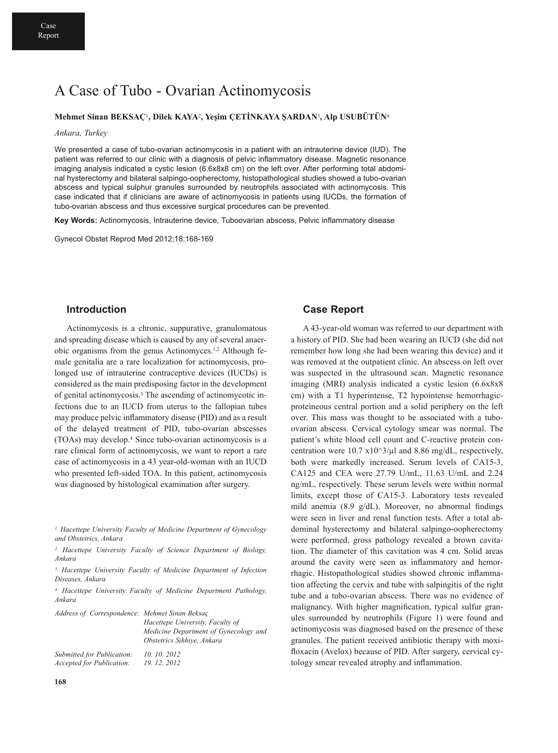Case Report

# A Case of Tubo - Ovarian Actinomycosis

**Mehmet Sinan BEKSAÇ[1], Dilek KAYA[2], Yeşim ÇETİNKAYA ŞARDAN[3], Alp USUBÜTÜN[4]**

*Ankara, Turkey*

We presented a case of tubo-ovarian actinomycosis in a patient with an intrauterine device (IUD). The patient was referred to our clinic with a diagnosis of pelvic inflammatory disease. Magnetic resonance imaging analysis indicated a cystic lesion (6.6x8x8 cm) on the left over. After performing total abdominal hysterectomy and bilateral salpingo-oopherectomy, histopathological studies showed a tubo-ovarian abscess and typical sulphur granules surrounded by neutrophils associated with actinomycosis. This case indicated that if clinicians are aware of actinomycosis in patients using IUCDs, the formation of tubo-ovarian abscess and thus excessive surgical procedures can be prevented.

**Key Words:** Actinomycosis, Intrauterine device, Tuboovarian abscess, Pelvic inflammatory disease

Gynecol Obstet Reprod Med 2012;18:168-169

## Introduction

Actinomycosis is a chronic, suppurative, granulomatous and spreading disease which is caused by any of several anaerobic organisms from the genus Actinomyces.[1,2] Although female genitalia are a rare localization for actinomycosis, prolonged use of intrauterine contraceptive devices (IUCDs) is considered as the main predisposing factor in the development of genital actinomycosis.[3] The ascending of actinomycotic infections due to an IUCD from uterus to the fallopian tubes may produce pelvic inflammatory disease (PID) and as a result of the delayed treatment of PID, tubo-ovarian abscesses (TOAs) may develop.[4] Since tubo-ovarian actinomycosis is a rare clinical form of actinomycosis, we want to report a rare case of actinomycosis in a 43 year-old-woman with an IUCD who presented left-sided TOA. In this patient, actinomycosis was diagnosed by histological examination after surgery.

*[1] Hacettepe University Faculty of Medicine Department of Gynecology and Obstetrics, Ankara*

*[2] Hacettepe University Faculty of Science Department of Biology, Ankara*

*[3] Hacettepe University Faculty of Medicine Department of Infection Diseases, Ankara*

*[4] Hacettepe University Faculty of Medicine Department Pathology, Ankara*

*Address of Correspondence: Mehmet Sinan Beksaç, Hacettepe University, Faculty of Medicine Department of Gynecology and Obstetrics Sıhhiye, Ankara*

*Submitted for Publication: 10. 10. 2012*
*Accepted for Publication: 19. 12. 2012*

## Case Report

A 43-year-old woman was referred to our department with a history of PID. She had been wearing an IUCD (she did not remember how long she had been wearing this device) and it was removed at the outpatient clinic. An abscess on left over was suspected in the ultrasound scan. Magnetic resonance imaging (MRI) analysis indicated a cystic lesion (6.6x8x8 cm) with a T1 hyperintense, T2 hypointense hemorrhagic-proteineous central portion and a solid periphery on the left over. This mass was thought to be associated with a tubo-ovarian abscess. Cervical cytology smear was normal. The patient's white blood cell count and C-reactive protein concentration were 10.7 $x10^3/\mu l$ and 8.86 mg/dL, respectively, both were markedly increased. Serum levels of CA15-3, CA125 and CEA were 27.79 U/mL, 11.63 U/mL and 2.24 ng/mL, respectively. These serum levels were within normal limits, except those of CA15-3. Laboratory tests revealed mild anemia (8.9 g/dL). Moreover, no abnormal findings were seen in liver and renal function tests. After a total abdominal hysterectomy and bilateral salpingo-oopherectomy were performed, gross pathology revealed a brown cavitation. The diameter of this cavitation was 4 cm. Solid areas around the cavity were seen as inflammatory and hemorrhagic. Histopathological studies showed chronic inflammation affecting the cervix and tube with salpingitis of the right tube and a tubo-ovarian abscess. There was no evidence of malignancy. With higher magnification, typical sulfur granules surrounded by neutrophils (Figure 1) were found and actinomycosis was diagnosed based on the presence of these granules. The patient received antibiotic therapy with moxifloxacin (Avelox) because of PID. After surgery, cervical cytology smear revealed atrophy and inflammation.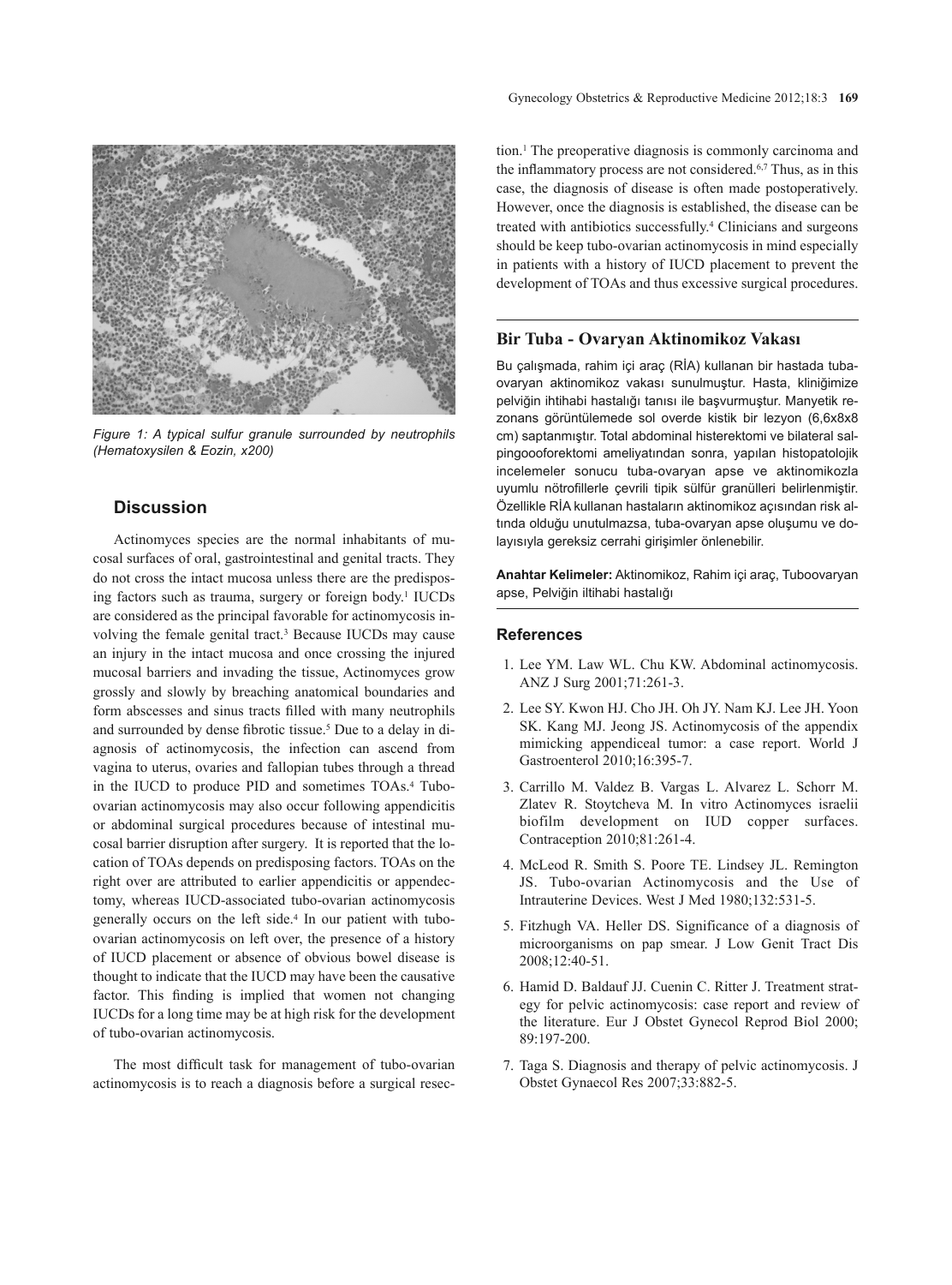*Figure 1: A typical sulfur granule surrounded by neutrophils (Hematoxysilen & Eozin, x200)*

## Discussion

Actinomyces species are the normal inhabitants of mucosal surfaces of oral, gastrointestinal and genital tracts. They do not cross the intact mucosa unless there are the predisposing factors such as trauma, surgery or foreign body.[1] IUCDs are considered as the principal favorable for actinomycosis involving the female genital tract.[3] Because IUCDs may cause an injury in the intact mucosa and once crossing the injured mucosal barriers and invading the tissue, Actinomyces grow grossly and slowly by breaching anatomical boundaries and form abscesses and sinus tracts filled with many neutrophils and surrounded by dense fibrotic tissue.[5] Due to a delay in diagnosis of actinomycosis, the infection can ascend from vagina to uterus, ovaries and fallopian tubes through a thread in the IUCD to produce PID and sometimes TOAs.[4] Tubo-ovarian actinomycosis may also occur following appendicitis or abdominal surgical procedures because of intestinal mucosal barrier disruption after surgery. It is reported that the location of TOAs depends on predisposing factors. TOAs on the right over are attributed to earlier appendicitis or appendectomy, whereas IUCD-associated tubo-ovarian actinomycosis generally occurs on the left side.[4] In our patient with tubo-ovarian actinomycosis on left over, the presence of a history of IUCD placement or absence of obvious bowel disease is thought to indicate that the IUCD may have been the causative factor. This finding is implied that women not changing IUCDs for a long time may be at high risk for the development of tubo-ovarian actinomycosis.

The most difficult task for management of tubo-ovarian actinomycosis is to reach a diagnosis before a surgical resection.[1] The preoperative diagnosis is commonly carcinoma and the inflammatory process are not considered.[6,7] Thus, as in this case, the diagnosis of disease is often made postoperatively. However, once the diagnosis is established, the disease can be treated with antibiotics successfully.[4] Clinicians and surgeons should be keep tubo-ovarian actinomycosis in mind especially in patients with a history of IUCD placement to prevent the development of TOAs and thus excessive surgical procedures.

## Bir Tuba - Ovaryan Aktinomikoz Vakası

Bu çalışmada, rahim içi araç (RİA) kullanan bir hastada tuba-ovaryan aktinomikoz vakası sunulmuştur. Hasta, kliniğimize pelviğin ihtihabi hastalığı tanısı ile başvurmuştur. Manyetik rezonans görüntülemede sol overde kistik bir lezyon (6,6x8x8 cm) saptanmıştır. Total abdominal histerektomi ve bilateral salpingoooforektomi ameliyatından sonra, yapılan histopatolojik incelemeler sonucu tuba-ovaryan apse ve aktinomikozla uyumlu nötrofillerle çevrili tipik sülfür granülleri belirlenmiştir. Özellikle RİA kullanan hastaların aktinomikoz açısından risk altında olduğu unutulmazsa, tuba-ovaryan apse oluşumu ve dolayısıyla gereksiz cerrahi girişimler önlenebilir.

**Anahtar Kelimeler:** Aktinomikoz, Rahim içi araç, Tuboovaryan apse, Pelviğin iltihabi hastalığı

## References

1. Lee YM. Law WL. Chu KW. Abdominal actinomycosis. ANZ J Surg 2001;71:261-3.
2. Lee SY. Kwon HJ. Cho JH. Oh JY. Nam KJ. Lee JH. Yoon SK. Kang MJ. Jeong JS. Actinomycosis of the appendix mimicking appendiceal tumor: a case report. World J Gastroenterol 2010;16:395-7.
3. Carrillo M. Valdez B. Vargas L. Alvarez L. Schorr M. Zlatev R. Stoytcheva M. In vitro Actinomyces israelii biofilm development on IUD copper surfaces. Contraception 2010;81:261-4.
4. McLeod R. Smith S. Poore TE. Lindsey JL. Remington JS. Tubo-ovarian Actinomycosis and the Use of Intrauterine Devices. West J Med 1980;132:531-5.
5. Fitzhugh VA. Heller DS. Significance of a diagnosis of microorganisms on pap smear. J Low Genit Tract Dis 2008;12:40-51.
6. Hamid D. Baldauf JJ. Cuenin C. Ritter J. Treatment strategy for pelvic actinomycosis: case report and review of the literature. Eur J Obstet Gynecol Reprod Biol 2000; 89:197-200.
7. Taga S. Diagnosis and therapy of pelvic actinomycosis. J Obstet Gynaecol Res 2007;33:882-5.